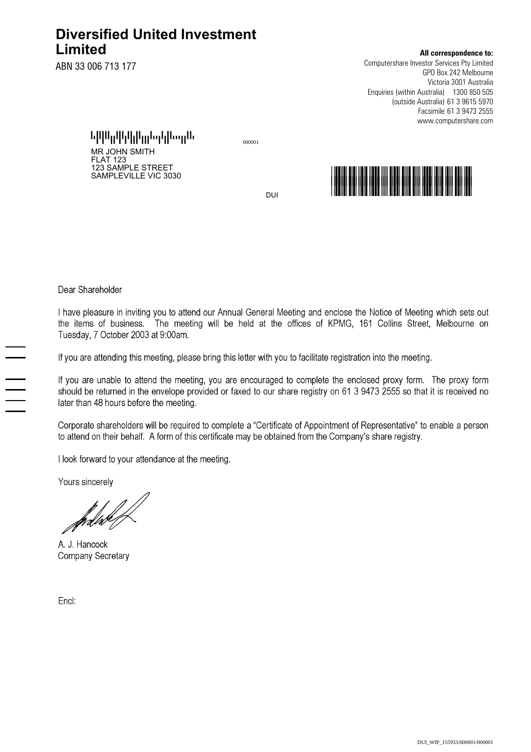# Diversified United Investment Limited

ABN 33 006 713 177

**All correspondence to:**
Computershare Investor Services Pty Limited
GPO Box 242 Melbourne
Victoria 3001 Australia
Enquiries (within Australia) 1300 850 505
(outside Australia) 61 3 9615 5970
Facsimile 61 3 9473 2555
www.computershare.com

000001

MR JOHN SMITH
FLAT 123
123 SAMPLE STREET
SAMPLEVILLE VIC 3030

DUI

Dear Shareholder

I have pleasure in inviting you to attend our Annual General Meeting and enclose the Notice of Meeting which sets out the items of business. The meeting will be held at the offices of KPMG, 161 Collins Street, Melbourne on Tuesday, 7 October 2003 at 9:00am.

If you are attending this meeting, please bring this letter with you to facilitate registration into the meeting.

If you are unable to attend the meeting, you are encouraged to complete the enclosed proxy form. The proxy form should be returned in the envelope provided or faxed to our share registry on 61 3 9473 2555 so that it is received no later than 48 hours before the meeting.

Corporate shareholders will be required to complete a "Certificate of Appointment of Representative" to enable a person to attend on their behalf. A form of this certificate may be obtained from the Company's share registry.

I look forward to your attendance at the meeting.

Yours sincerely

A. J. Hancock
Company Secretary

Encl:

DUI_WIP_155933/000001/000001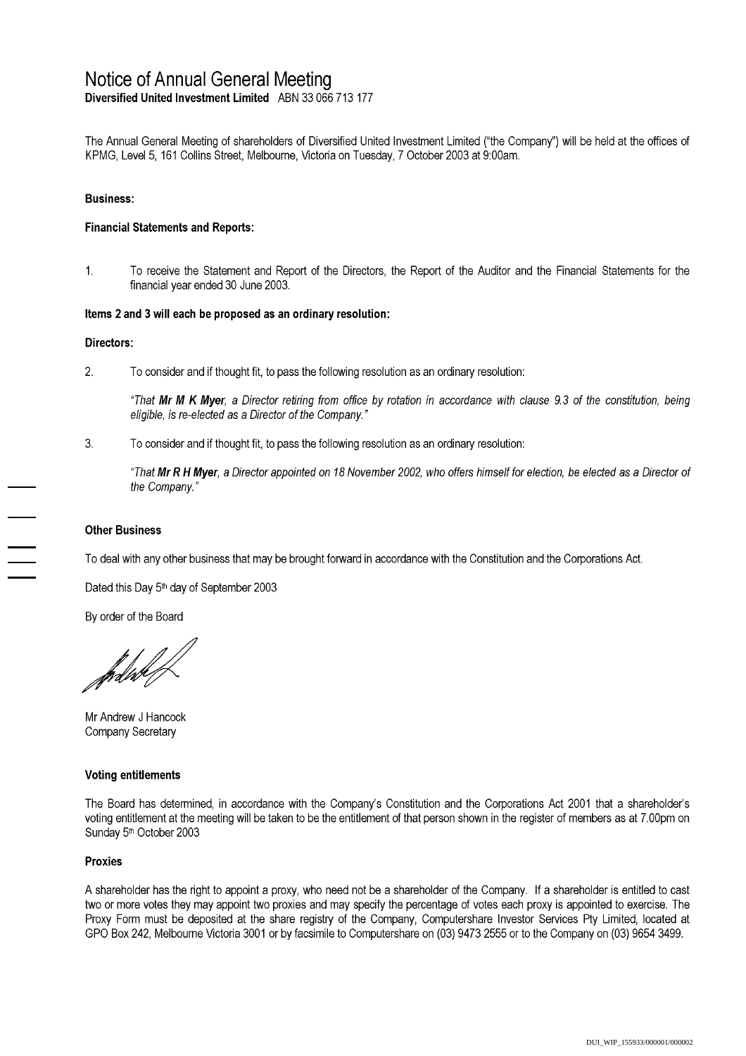# Notice of Annual General Meeting

**Diversified United Investment Limited** ABN 33 066 713 177

The Annual General Meeting of shareholders of Diversified United Investment Limited ("the Company") will be held at the offices of KPMG, Level 5, 161 Collins Street, Melbourne, Victoria on Tuesday, 7 October 2003 at 9:00am.

**Business:**

**Financial Statements and Reports:**

1. To receive the Statement and Report of the Directors, the Report of the Auditor and the Financial Statements for the financial year ended 30 June 2003.

**Items 2 and 3 will each be proposed as an ordinary resolution:**

**Directors:**

2. To consider and if thought fit, to pass the following resolution as an ordinary resolution:

   *"That **Mr M K Myer**, a Director retiring from office by rotation in accordance with clause 9.3 of the constitution, being eligible, is re-elected as a Director of the Company."*

3. To consider and if thought fit, to pass the following resolution as an ordinary resolution:

   *"That **Mr R H Myer**, a Director appointed on 18 November 2002, who offers himself for election, be elected as a Director of the Company."*

**Other Business**

To deal with any other business that may be brought forward in accordance with the Constitution and the Corporations Act.

Dated this Day 5th day of September 2003

By order of the Board

Mr Andrew J Hancock
Company Secretary

**Voting entitlements**

The Board has determined, in accordance with the Company's Constitution and the Corporations Act 2001 that a shareholder's voting entitlement at the meeting will be taken to be the entitlement of that person shown in the register of members as at 7.00pm on Sunday 5th October 2003

**Proxies**

A shareholder has the right to appoint a proxy, who need not be a shareholder of the Company. If a shareholder is entitled to cast two or more votes they may appoint two proxies and may specify the percentage of votes each proxy is appointed to exercise. The Proxy Form must be deposited at the share registry of the Company, Computershare Investor Services Pty Limited, located at GPO Box 242, Melbourne Victoria 3001 or by facsimile to Computershare on (03) 9473 2555 or to the Company on (03) 9654 3499.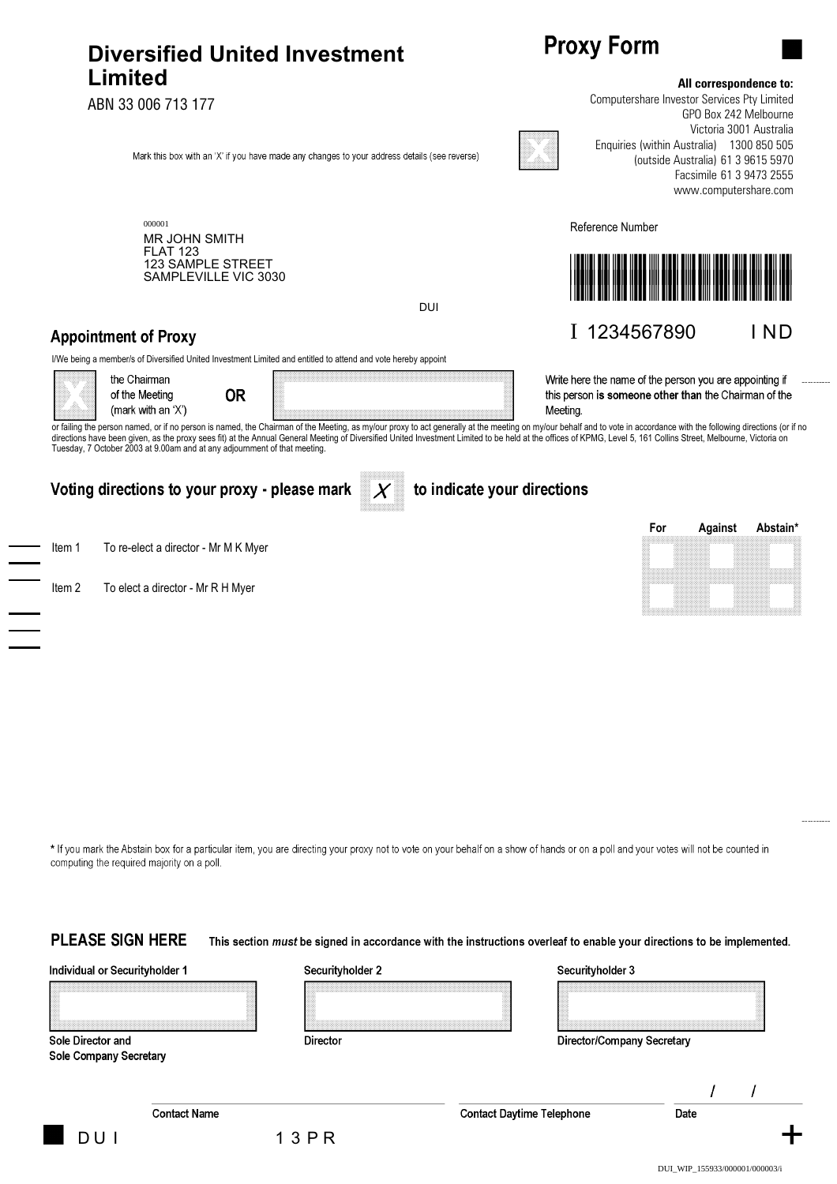# Diversified United Investment Limited

ABN 33 006 713 177

# Proxy Form

**All correspondence to:**

Computershare Investor Services Pty Limited
GPO Box 242 Melbourne
Victoria 3001 Australia
Enquiries (within Australia) 1300 850 505
(outside Australia) 61 3 9615 5970
Facsimile 61 3 9473 2555
www.computershare.com

Mark this box with an 'X' if you have made any changes to your address details (see reverse)

000001
MR JOHN SMITH
FLAT 123
123 SAMPLE STREET
SAMPLEVILLE VIC 3030

DUI

Reference Number

I 1234567890 I ND

## Appointment of Proxy

I/We being a member/s of Diversified United Investment Limited and entitled to attend and vote hereby appoint

the Chairman of the Meeting (mark with an 'X') **OR** Write here the name of the person you are appointing if this person **is someone other than** the Chairman of the Meeting.

or failing the person named, or if no person is named, the Chairman of the Meeting, as my/our proxy to act generally at the meeting on my/our behalf and to vote in accordance with the following directions (or if no directions have been given, as the proxy sees fit) at the Annual General Meeting of Diversified United Investment Limited to be held at the offices of KPMG, Level 5, 161 Collins Street, Melbourne, Victoria on Tuesday, 7 October 2003 at 9.00am and at any adjournment of that meeting.

## Voting directions to your proxy - please mark X to indicate your directions

| | | For | Against | Abstain* |
|---|---|---|---|---|
| Item 1 | To re-elect a director - Mr M K Myer | | | |
| Item 2 | To elect a director - Mr R H Myer | | | |

\* If you mark the Abstain box for a particular item, you are directing your proxy not to vote on your behalf on a show of hands or on a poll and your votes will not be counted in computing the required majority on a poll.

## PLEASE SIGN HERE

This section *must* be signed in accordance with the instructions overleaf to enable your directions to be implemented.

| Individual or Securityholder 1 | Securityholder 2 | Securityholder 3 |
|---|---|---|
| | | |
| Sole Director and Sole Company Secretary | Director | Director/Company Secretary |

Contact Name ____________ Contact Daytime Telephone ____________ Date ___ / ___ /

DUI 13PR

DUI_WIP_155933/000001/000003/i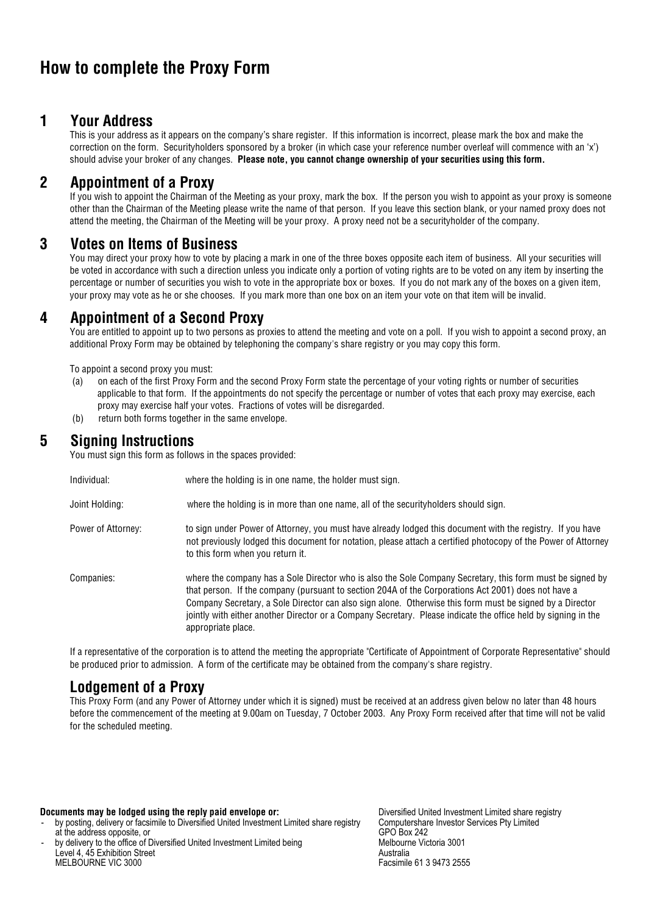# How to complete the Proxy Form

## 1 Your Address

This is your address as it appears on the company's share register. If this information is incorrect, please mark the box and make the correction on the form. Securityholders sponsored by a broker (in which case your reference number overleaf will commence with an 'x') should advise your broker of any changes. **Please note, you cannot change ownership of your securities using this form.**

## 2 Appointment of a Proxy

If you wish to appoint the Chairman of the Meeting as your proxy, mark the box. If the person you wish to appoint as your proxy is someone other than the Chairman of the Meeting please write the name of that person. If you leave this section blank, or your named proxy does not attend the meeting, the Chairman of the Meeting will be your proxy. A proxy need not be a securityholder of the company.

## 3 Votes on Items of Business

You may direct your proxy how to vote by placing a mark in one of the three boxes opposite each item of business. All your securities will be voted in accordance with such a direction unless you indicate only a portion of voting rights are to be voted on any item by inserting the percentage or number of securities you wish to vote in the appropriate box or boxes. If you do not mark any of the boxes on a given item, your proxy may vote as he or she chooses. If you mark more than one box on an item your vote on that item will be invalid.

## 4 Appointment of a Second Proxy

You are entitled to appoint up to two persons as proxies to attend the meeting and vote on a poll. If you wish to appoint a second proxy, an additional Proxy Form may be obtained by telephoning the company's share registry or you may copy this form.

To appoint a second proxy you must:

(a) on each of the first Proxy Form and the second Proxy Form state the percentage of your voting rights or number of securities applicable to that form. If the appointments do not specify the percentage or number of votes that each proxy may exercise, each proxy may exercise half your votes. Fractions of votes will be disregarded.

(b) return both forms together in the same envelope.

## 5 Signing Instructions

You must sign this form as follows in the spaces provided:

| | |
|---|---|
| Individual: | where the holding is in one name, the holder must sign. |
| Joint Holding: | where the holding is in more than one name, all of the securityholders should sign. |
| Power of Attorney: | to sign under Power of Attorney, you must have already lodged this document with the registry. If you have not previously lodged this document for notation, please attach a certified photocopy of the Power of Attorney to this form when you return it. |
| Companies: | where the company has a Sole Director who is also the Sole Company Secretary, this form must be signed by that person. If the company (pursuant to section 204A of the Corporations Act 2001) does not have a Company Secretary, a Sole Director can also sign alone. Otherwise this form must be signed by a Director jointly with either another Director or a Company Secretary. Please indicate the office held by signing in the appropriate place. |

If a representative of the corporation is to attend the meeting the appropriate "Certificate of Appointment of Corporate Representative" should be produced prior to admission. A form of the certificate may be obtained from the company's share registry.

## Lodgement of a Proxy

This Proxy Form (and any Power of Attorney under which it is signed) must be received at an address given below no later than 48 hours before the commencement of the meeting at 9.00am on Tuesday, 7 October 2003. Any Proxy Form received after that time will not be valid for the scheduled meeting.

**Documents may be lodged using the reply paid envelope or:**

- by posting, delivery or facsimile to Diversified United Investment Limited share registry at the address opposite, or
- by delivery to the office of Diversified United Investment Limited being Level 4, 45 Exhibition Street MELBOURNE VIC 3000

Diversified United Investment Limited share registry
Computershare Investor Services Pty Limited
GPO Box 242
Melbourne Victoria 3001
Australia
Facsimile 61 3 9473 2555